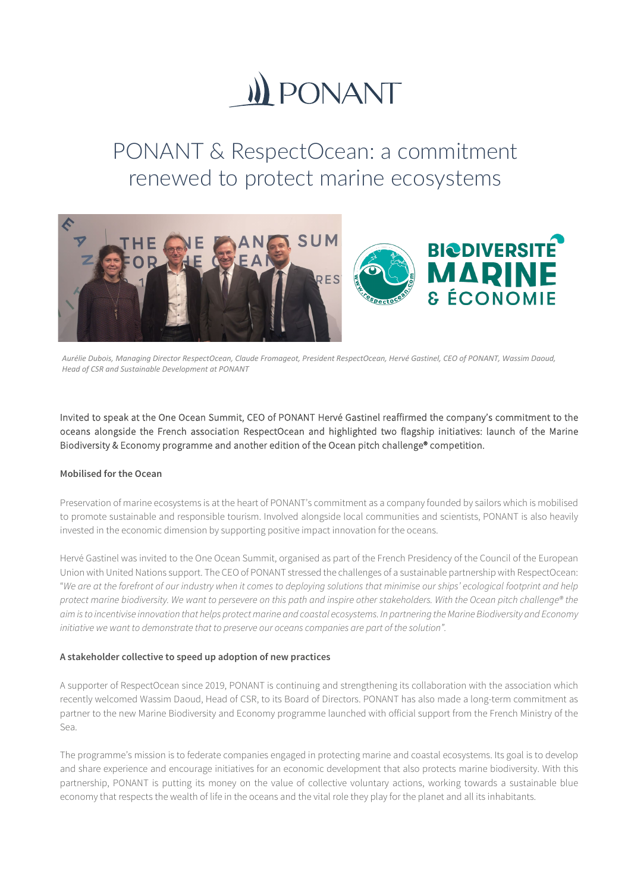# PONANT & RespectOcean: a commitment renewed to protect marine ecosystems

*Aurélie Dubois, Managing Director RespectOcean, Claude Fromageot, President RespectOcean, Hervé Gastinel, CEO of PONANT, Wassim Daoud, Head of CSR and Sustainable Development at PONANT*

Invited to speak at the One Ocean Summit, CEO of PONANT Hervé Gastinel reaffirmed the company's commitment to the oceans alongside the French association RespectOcean and highlighted two flagship initiatives: launch of the Marine Biodiversity & Economy programme and another edition of the Ocean pitch challenge® competition.

### Mobilised for the Ocean

Preservation of marine ecosystems is at the heart of PONANT's commitment as a company founded by sailors which is mobilised to promote sustainable and responsible tourism. Involved alongside local communities and scientists, PONANT is also heavily invested in the economic dimension by supporting positive impact innovation for the oceans.

Hervé Gastinel was invited to the One Ocean Summit, organised as part of the French Presidency of the Council of the European Union with United Nations support. The CEO of PONANT stressed the challenges of a sustainable partnership with RespectOcean: "*We are at the forefront of our industry when it comes to deploying solutions that minimise our ships' ecological footprint and help protect marine biodiversity. We want to persevere on this path and inspire other stakeholders. With the Ocean pitch challenge® the aim is to incentivise innovation that helps protect marine and coastal ecosystems. In partnering the Marine Biodiversity and Economy initiative we want to demonstrate that to preserve our oceans companies are part of the solution*".

### A stakeholder collective to speed up adoption of new practices

A supporter of RespectOcean since 2019, PONANT is continuing and strengthening its collaboration with the association which recently welcomed Wassim Daoud, Head of CSR, to its Board of Directors. PONANT has also made a long-term commitment as partner to the new Marine Biodiversity and Economy programme launched with official support from the French Ministry of the Sea.

The programme's mission is to federate companies engaged in protecting marine and coastal ecosystems. Its goal is to develop and share experience and encourage initiatives for an economic development that also protects marine biodiversity. With this partnership, PONANT is putting its money on the value of collective voluntary actions, working towards a sustainable blue economy that respects the wealth of life in the oceans and the vital role they play for the planet and all its inhabitants.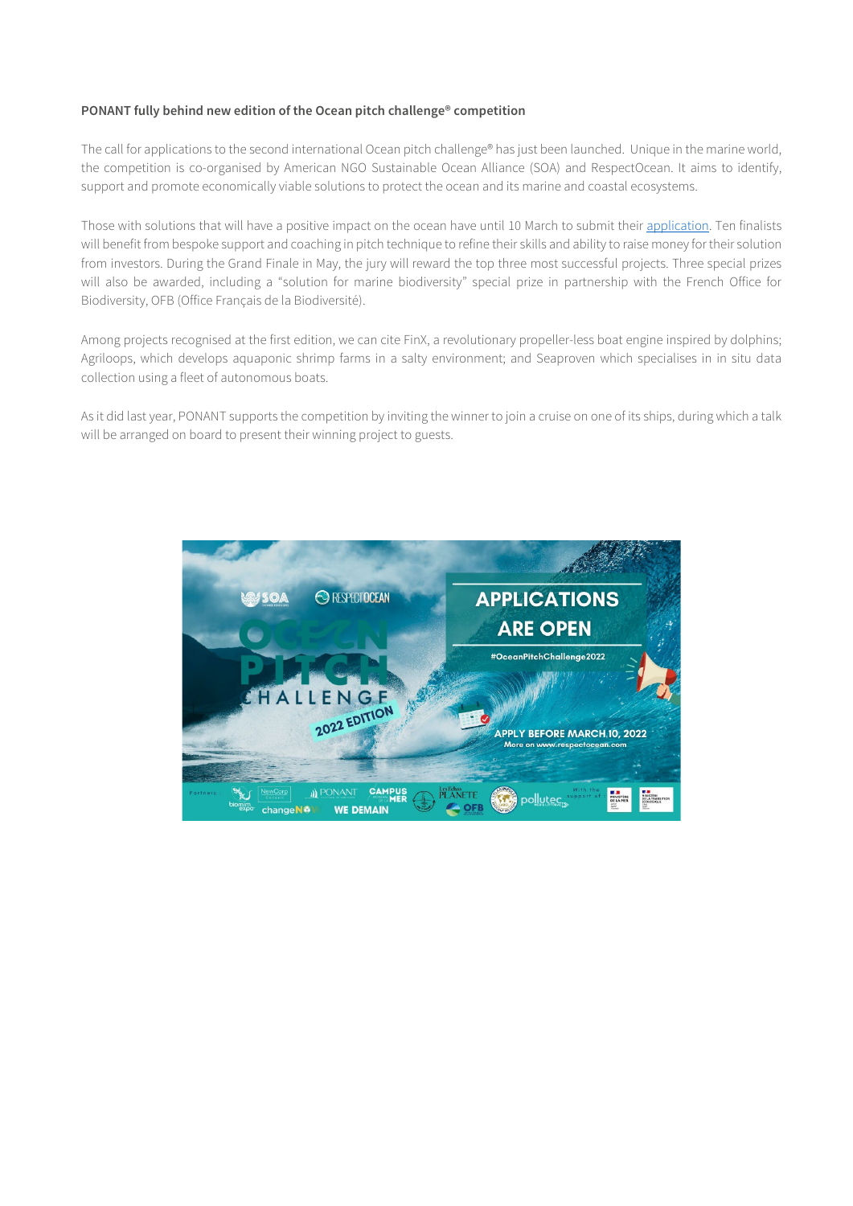**PONANT fully behind new edition of the Ocean pitch challenge® competition**

The call for applications to the second international Ocean pitch challenge® has just been launched. Unique in the marine world, the competition is co-organised by American NGO Sustainable Ocean Alliance (SOA) and RespectOcean. It aims to identify, support and promote economically viable solutions to protect the ocean and its marine and coastal ecosystems.

Those with solutions that will have a positive impact on the ocean have until 10 March to submit their application. Ten finalists will benefit from bespoke support and coaching in pitch technique to refine their skills and ability to raise money for their solution from investors. During the Grand Finale in May, the jury will reward the top three most successful projects. Three special prizes will also be awarded, including a "solution for marine biodiversity" special prize in partnership with the French Office for Biodiversity, OFB (Office Français de la Biodiversité).

Among projects recognised at the first edition, we can cite FinX, a revolutionary propeller-less boat engine inspired by dolphins; Agriloops, which develops aquaponic shrimp farms in a salty environment; and Seaproven which specialises in in situ data collection using a fleet of autonomous boats.

As it did last year, PONANT supports the competition by inviting the winner to join a cruise on one of its ships, during which a talk will be arranged on board to present their winning project to guests.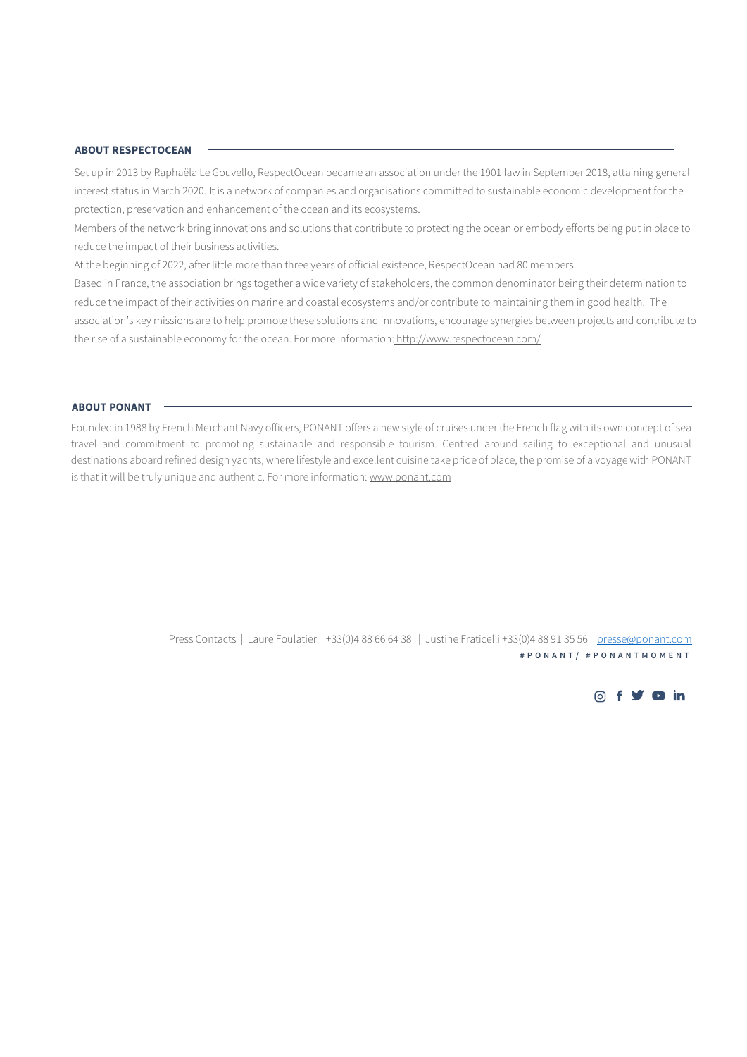## ABOUT RESPECTOCEAN

Set up in 2013 by Raphaëla Le Gouvello, RespectOcean became an association under the 1901 law in September 2018, attaining general interest status in March 2020. It is a network of companies and organisations committed to sustainable economic development for the protection, preservation and enhancement of the ocean and its ecosystems.

Members of the network bring innovations and solutions that contribute to protecting the ocean or embody efforts being put in place to reduce the impact of their business activities.

At the beginning of 2022, after little more than three years of official existence, RespectOcean had 80 members.

Based in France, the association brings together a wide variety of stakeholders, the common denominator being their determination to reduce the impact of their activities on marine and coastal ecosystems and/or contribute to maintaining them in good health. The association's key missions are to help promote these solutions and innovations, encourage synergies between projects and contribute to the rise of a sustainable economy for the ocean. For more information: http://www.respectocean.com/

## ABOUT PONANT

Founded in 1988 by French Merchant Navy officers, PONANT offers a new style of cruises under the French flag with its own concept of sea travel and commitment to promoting sustainable and responsible tourism. Centred around sailing to exceptional and unusual destinations aboard refined design yachts, where lifestyle and excellent cuisine take pride of place, the promise of a voyage with PONANT is that it will be truly unique and authentic. For more information: www.ponant.com

Press Contacts | Laure Foulatier +33(0)4 88 66 64 38 | Justine Fraticelli +33(0)4 88 91 35 56 | presse@ponant.com

**#PONANT/ #PONANTMOMENT**